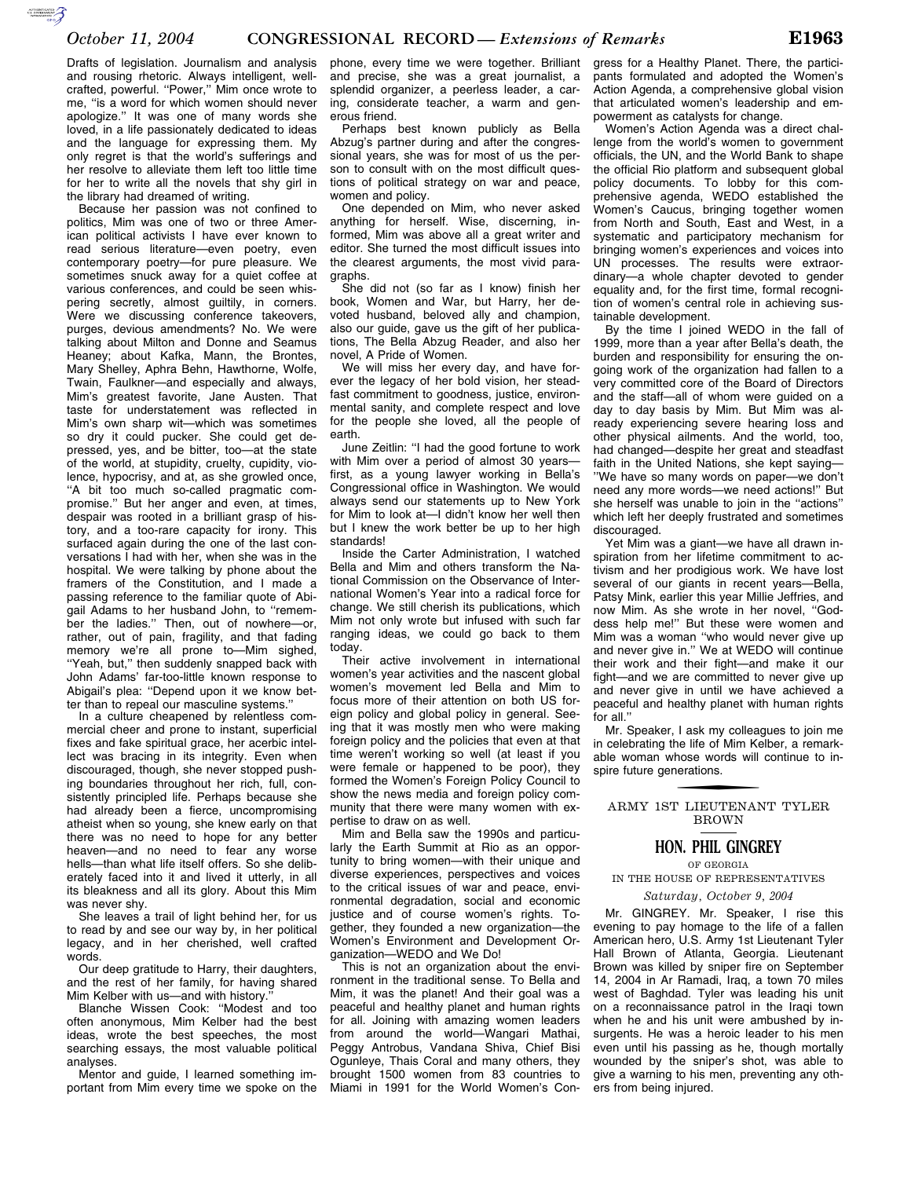Drafts of legislation. Journalism and analysis and rousing rhetoric. Always intelligent, well-crafted, powerful. ''Power,'' Mim once wrote to me, ''is a word for which women should never apologize.'' It was one of many words she loved, in a life passionately dedicated to ideas and the language for expressing them. My only regret is that the world's sufferings and her resolve to alleviate them left too little time for her to write all the novels that shy girl in the library had dreamed of writing.

Because her passion was not confined to politics, Mim was one of two or three American political activists I have ever known to read serious literature—even poetry, even contemporary poetry—for pure pleasure. We sometimes snuck away for a quiet coffee at various conferences, and could be seen whispering secretly, almost guiltily, in corners. Were we discussing conference takeovers, purges, devious amendments? No. We were talking about Milton and Donne and Seamus Heaney; about Kafka, Mann, the Brontes, Mary Shelley, Aphra Behn, Hawthorne, Wolfe, Twain, Faulkner—and especially and always, Mim's greatest favorite, Jane Austen. That taste for understatement was reflected in Mim's own sharp wit—which was sometimes so dry it could pucker. She could get depressed, yes, and be bitter, too—at the state of the world, at stupidity, cruelty, cupidity, violence, hypocrisy, and at, as she growled once, ''A bit too much so-called pragmatic compromise.'' But her anger and even, at times, despair was rooted in a brilliant grasp of history, and a too-rare capacity for irony. This surfaced again during the one of the last conversations I had with her, when she was in the hospital. We were talking by phone about the framers of the Constitution, and I made a passing reference to the familiar quote of Abigail Adams to her husband John, to ''remember the ladies.'' Then, out of nowhere—or, rather, out of pain, fragility, and that fading memory we're all prone to—Mim sighed, ''Yeah, but,'' then suddenly snapped back with John Adams' far-too-little known response to Abigail's plea: ''Depend upon it we know better than to repeal our masculine systems.''

In a culture cheapened by relentless commercial cheer and prone to instant, superficial fixes and fake spiritual grace, her acerbic intellect was bracing in its integrity. Even when discouraged, though, she never stopped pushing boundaries throughout her rich, full, consistently principled life. Perhaps because she had already been a fierce, uncompromising atheist when so young, she knew early on that there was no need to hope for any better heaven—and no need to fear any worse hells—than what life itself offers. So she deliberately faced into it and lived it utterly, in all its bleakness and all its glory. About this Mim was never shy.

She leaves a trail of light behind her, for us to read by and see our way by, in her political legacy, and in her cherished, well crafted words.

Our deep gratitude to Harry, their daughters, and the rest of her family, for having shared Mim Kelber with us—and with history.''

Blanche Wissen Cook: ''Modest and too often anonymous, Mim Kelber had the best ideas, wrote the best speeches, the most searching essays, the most valuable political analyses.

Mentor and guide, I learned something important from Mim every time we spoke on the phone, every time we were together. Brilliant and precise, she was a great journalist, a splendid organizer, a peerless leader, a caring, considerate teacher, a warm and generous friend.

Perhaps best known publicly as Bella Abzug's partner during and after the congressional years, she was for most of us the person to consult with on the most difficult questions of political strategy on war and peace, women and policy.

One depended on Mim, who never asked anything for herself. Wise, discerning, informed, Mim was above all a great writer and editor. She turned the most difficult issues into the clearest arguments, the most vivid paragraphs.

She did not (so far as I know) finish her book, Women and War, but Harry, her devoted husband, beloved ally and champion, also our guide, gave us the gift of her publications, The Bella Abzug Reader, and also her novel, A Pride of Women.

We will miss her every day, and have forever the legacy of her bold vision, her steadfast commitment to goodness, justice, environmental sanity, and complete respect and love for the people she loved, all the people of earth.

June Zeitlin: ''I had the good fortune to work with Mim over a period of almost 30 years—first, as a young lawyer working in Bella's Congressional office in Washington. We would always send our statements up to New York for Mim to look at—I didn't know her well then but I knew the work better be up to her high standards!

Inside the Carter Administration, I watched Bella and Mim and others transform the National Commission on the Observance of International Women's Year into a radical force for change. We still cherish its publications, which Mim not only wrote but infused with such far ranging ideas, we could go back to them today.

Their active involvement in international women's year activities and the nascent global women's movement led Bella and Mim to focus more of their attention on both US foreign policy and global policy in general. Seeing that it was mostly men who were making foreign policy and the policies that even at that time weren't working so well (at least if you were female or happened to be poor), they formed the Women's Foreign Policy Council to show the news media and foreign policy community that there were many women with expertise to draw on as well.

Mim and Bella saw the 1990s and particularly the Earth Summit at Rio as an opportunity to bring women—with their unique and diverse experiences, perspectives and voices to the critical issues of war and peace, environmental degradation, social and economic justice and of course women's rights. Together, they founded a new organization—the Women's Environment and Development Organization—WEDO and We Do!

This is not an organization about the environment in the traditional sense. To Bella and Mim, it was the planet! And their goal was a peaceful and healthy planet and human rights for all. Joining with amazing women leaders from around the world—Wangari Mathai, Peggy Antrobus, Vandana Shiva, Chief Bisi Ogunleye, Thais Coral and many others, they brought 1500 women from 83 countries to Miami in 1991 for the World Women's Congress for a Healthy Planet. There, the participants formulated and adopted the Women's Action Agenda, a comprehensive global vision that articulated women's leadership and empowerment as catalysts for change.

Women's Action Agenda was a direct challenge from the world's women to government officials, the UN, and the World Bank to shape the official Rio platform and subsequent global policy documents. To lobby for this comprehensive agenda, WEDO established the Women's Caucus, bringing together women from North and South, East and West, in a systematic and participatory mechanism for bringing women's experiences and voices into UN processes. The results were extraordinary—a whole chapter devoted to gender equality and, for the first time, formal recognition of women's central role in achieving sustainable development.

By the time I joined WEDO in the fall of 1999, more than a year after Bella's death, the burden and responsibility for ensuring the ongoing work of the organization had fallen to a very committed core of the Board of Directors and the staff—all of whom were guided on a day to day basis by Mim. But Mim was already experiencing severe hearing loss and other physical ailments. And the world, too, had changed—despite her great and steadfast faith in the United Nations, she kept saying—''We have so many words on paper—we don't need any more words—we need actions!'' But she herself was unable to join in the ''actions'' which left her deeply frustrated and sometimes discouraged.

Yet Mim was a giant—we have all drawn inspiration from her lifetime commitment to activism and her prodigious work. We have lost several of our giants in recent years—Bella, Patsy Mink, earlier this year Millie Jeffries, and now Mim. As she wrote in her novel, ''Goddess help me!'' But these were women and Mim was a woman ''who would never give up and never give in.'' We at WEDO will continue their work and their fight—and make it our fight—and we are committed to never give up and never give in until we have achieved a peaceful and healthy planet with human rights for all.''

Mr. Speaker, I ask my colleagues to join me in celebrating the life of Mim Kelber, a remarkable woman whose words will continue to inspire future generations.

## ARMY 1ST LIEUTENANT TYLER BROWN

### HON. PHIL GINGREY

OF GEORGIA

IN THE HOUSE OF REPRESENTATIVES

*Saturday, October 9, 2004*

Mr. GINGREY. Mr. Speaker, I rise this evening to pay homage to the life of a fallen American hero, U.S. Army 1st Lieutenant Tyler Hall Brown of Atlanta, Georgia. Lieutenant Brown was killed by sniper fire on September 14, 2004 in Ar Ramadi, Iraq, a town 70 miles west of Baghdad. Tyler was leading his unit on a reconnaissance patrol in the Iraqi town when he and his unit were ambushed by insurgents. He was a heroic leader to his men even until his passing as he, though mortally wounded by the sniper's shot, was able to give a warning to his men, preventing any others from being injured.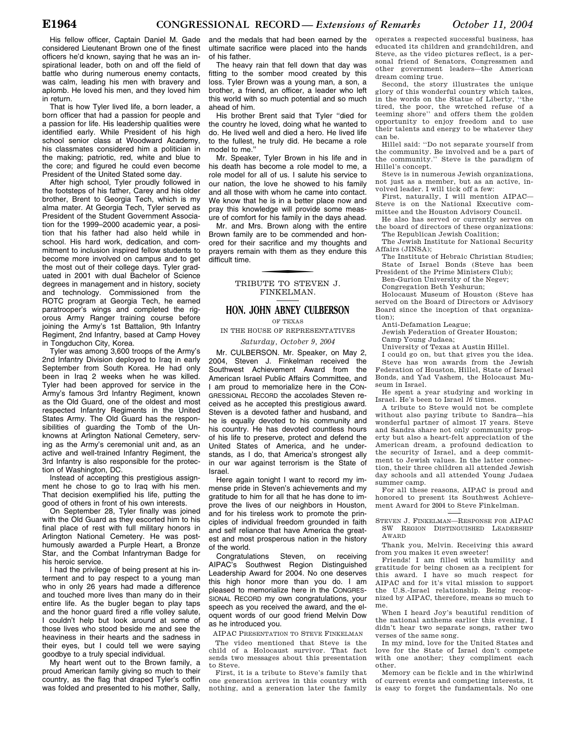His fellow officer, Captain Daniel M. Gade considered Lieutenant Brown one of the finest officers he'd known, saying that he was an inspirational leader, both on and off the field of battle who during numerous enemy contacts, was calm, leading his men with bravery and aplomb. He loved his men, and they loved him in return.

That is how Tyler lived life, a born leader, a born officer that had a passion for people and a passion for life. His leadership qualities were identified early. While President of his high school senior class at Woodward Academy, his classmates considered him a politician in the making; patriotic, red, white and blue to the core; and figured he could even become President of the United Stated some day.

After high school, Tyler proudly followed in the footsteps of his father, Carey and his older brother, Brent to Georgia Tech, which is my alma mater. At Georgia Tech, Tyler served as President of the Student Government Association for the 1999–2000 academic year, a position that his father had also held while in school. His hard work, dedication, and commitment to inclusion inspired fellow students to become more involved on campus and to get the most out of their college days. Tyler graduated in 2001 with dual Bachelor of Science degrees in management and in history, society and technology. Commissioned from the ROTC program at Georgia Tech, he earned paratrooper's wings and completed the rigorous Army Ranger training course before joining the Army's 1st Battalion, 9th Infantry Regiment, 2nd Infantry, based at Camp Hovey in Tongduchon City, Korea.

Tyler was among 3,600 troops of the Army's 2nd Infantry Division deployed to Iraq in early September from South Korea. He had only been in Iraq 2 weeks when he was killed. Tyler had been approved for service in the Army's famous 3rd Infantry Regiment, known as the Old Guard, one of the oldest and most respected Infantry Regiments in the United States Army. The Old Guard has the responsibilities of guarding the Tomb of the Unknowns at Arlington National Cemetery, serving as the Army's ceremonial unit and, as an active and well-trained Infantry Regiment, the 3rd Infantry is also responsible for the protection of Washington, DC.

Instead of accepting this prestigious assignment he chose to go to Iraq with his men. That decision exemplified his life, putting the good of others in front of his own interests.

On September 28, Tyler finally was joined with the Old Guard as they escorted him to his final place of rest with full military honors in Arlington National Cemetery. He was posthumously awarded a Purple Heart, a Bronze Star, and the Combat Infantryman Badge for his heroic service.

I had the privilege of being present at his interment and to pay respect to a young man who in only 26 years had made a difference and touched more lives than many do in their entire life. As the bugler began to play taps and the honor guard fired a rifle volley salute, I couldn't help but look around at some of those lives who stood beside me and see the heaviness in their hearts and the sadness in their eyes, but I could tell we were saying goodbye to a truly special individual.

My heart went out to the Brown family, a proud American family giving so much to their country, as the flag that draped Tyler's coffin was folded and presented to his mother, Sally, and the medals that had been earned by the ultimate sacrifice were placed into the hands of his father.

The heavy rain that fell down that day was fitting to the somber mood created by this loss. Tyler Brown was a young man, a son, a brother, a friend, an officer, a leader who left this world with so much potential and so much ahead of him.

His brother Brent said that Tyler "died for the country he loved, doing what he wanted to do. He lived well and died a hero. He lived life to the fullest, he truly did. He became a role model to me."

Mr. Speaker, Tyler Brown in his life and in his death has become a role model to me, a role model for all of us. I salute his service to our nation, the love he showed to his family and all those with whom he came into contact. We know that he is in a better place now and pray this knowledge will provide some measure of comfort for his family in the days ahead.

Mr. and Mrs. Brown along with the entire Brown family are to be commended and honored for their sacrifice and my thoughts and prayers remain with them as they endure this difficult time.

## TRIBUTE TO STEVEN J. FINKELMAN.

### HON. JOHN ABNEY CULBERSON

OF TEXAS

IN THE HOUSE OF REPRESENTATIVES

*Saturday, October 9, 2004*

Mr. CULBERSON. Mr. Speaker, on May 2, 2004, Steven J. Finkelman received the Southwest Achievement Award from the American Israel Public Affairs Committee, and I am proud to memorialize here in the CONGRESSIONAL RECORD the accolades Steven received as he accepted this prestigious award. Steven is a devoted father and husband, and he is equally devoted to his community and his country. He has devoted countless hours of his life to preserve, protect and defend the United States of America, and he understands, as I do, that America's strongest ally in our war against terrorism is the State of Israel.

Here again tonight I want to record my immense pride in Steven's achievements and my gratitude to him for all that he has done to improve the lives of our neighbors in Houston, and for his tireless work to promote the principles of individual freedom grounded in faith and self reliance that have America the greatest and most prosperous nation in the history of the world.

Congratulations Steven, on receiving AIPAC's Southwest Region Distinguished Leadership Award for 2004. No one deserves this high honor more than you do. I am pleased to memorialize here in the CONGRESSIONAL RECORD my own congratulations, your speech as you received the award, and the eloquent words of our good friend Melvin Dow as he introduced you.

AIPAC PRESENTATION TO STEVE FINKELMAN

The video mentioned that Steve is the child of a Holocaust survivor. That fact sends two messages about this presentation to Steve.

First, it is a tribute to Steve's family that one generation arrives in this country with nothing, and a generation later the family operates a respected successful business, has educated its children and grandchildren, and Steve, as the video pictures reflect, is a personal friend of Senators, Congressmen and other government leaders—the American dream coming true.

Second, the story illustrates the unique glory of this wonderful country which takes, in the words on the Statue of Liberty, "the tired, the poor, the wretched refuse of a teeming shore" and offers them the golden opportunity to enjoy freedom and to use their talents and energy to be whatever they can be.

Hillel said: "Do not separate yourself from the community. Be involved and be a part of the community." Steve is the paradigm of Hillel's concept.

Steve is in numerous Jewish organizations, not just as a member, but as an active, involved leader. I will tick off a few:

First, naturally, I will mention AIPAC—Steve is on the National Executive committee and the Houston Advisory Council.

He also has served or currently serves on the board of directors of these organizations:

The Republican Jewish Coalition;

The Jewish Institute for National Security Affairs (JINSA);

The Institute of Hebraic Christian Studies;

State of Israel Bonds (Steve has been President of the Prime Ministers Club);

Ben-Gurion University of the Negev;

Congregation Beth Yeshurun;

Holocaust Museum of Houston (Steve has served on the Board of Directors or Advisory Board since the inception of that organization);

Anti-Defamation League;

Jewish Federation of Greater Houston;

Camp Young Judaea;

University of Texas at Austin Hillel.

I could go on, but that gives you the idea.

Steve has won awards from the Jewish Federation of Houston, Hillel, State of Israel Bonds, and Yad Vashem, the Holocaust Museum in Israel.

He spent a year studying and working in Israel. He's been to Israel *16* times.

A tribute to Steve would not be complete without also paying tribute to Sandra—his wonderful partner of almost 17 years. Steve and Sandra share not only community property but also a heart-felt appreciation of the American dream, a profound dedication to the security of Israel, and a deep commitment to Jewish values. In the latter connection, their three children all attended Jewish day schools and all attended Young Judaea summer camp.

For all these reasons, AIPAC is proud and honored to present its Southwest Achievement Award for 2004 to Steve Finkelman.

STEVEN J. FINKELMAN—RESPONSE FOR AIPAC SW REGION DISTINGUISHED LEADERSHIP AWARD

Thank you, Melvin. Receiving this award from you makes it even sweeter!

Friends! I am filled with humility and gratitude for being chosen as a recipient for this award. I have so much respect for AIPAC and for it's vital mission to support the U.S.-Israel relationship. Being recognized by AIPAC, therefore, means so much to me.

When I heard Joy's beautiful rendition of the national anthems earlier this evening, I didn't hear two separate songs, rather two verses of the same song.

In my mind, love for the United States and love for the State of Israel don't compete with one another; they compliment each other.

Memory can be fickle and in the whirlwind of current events and competing interests, it is easy to forget the fundamentals. No one